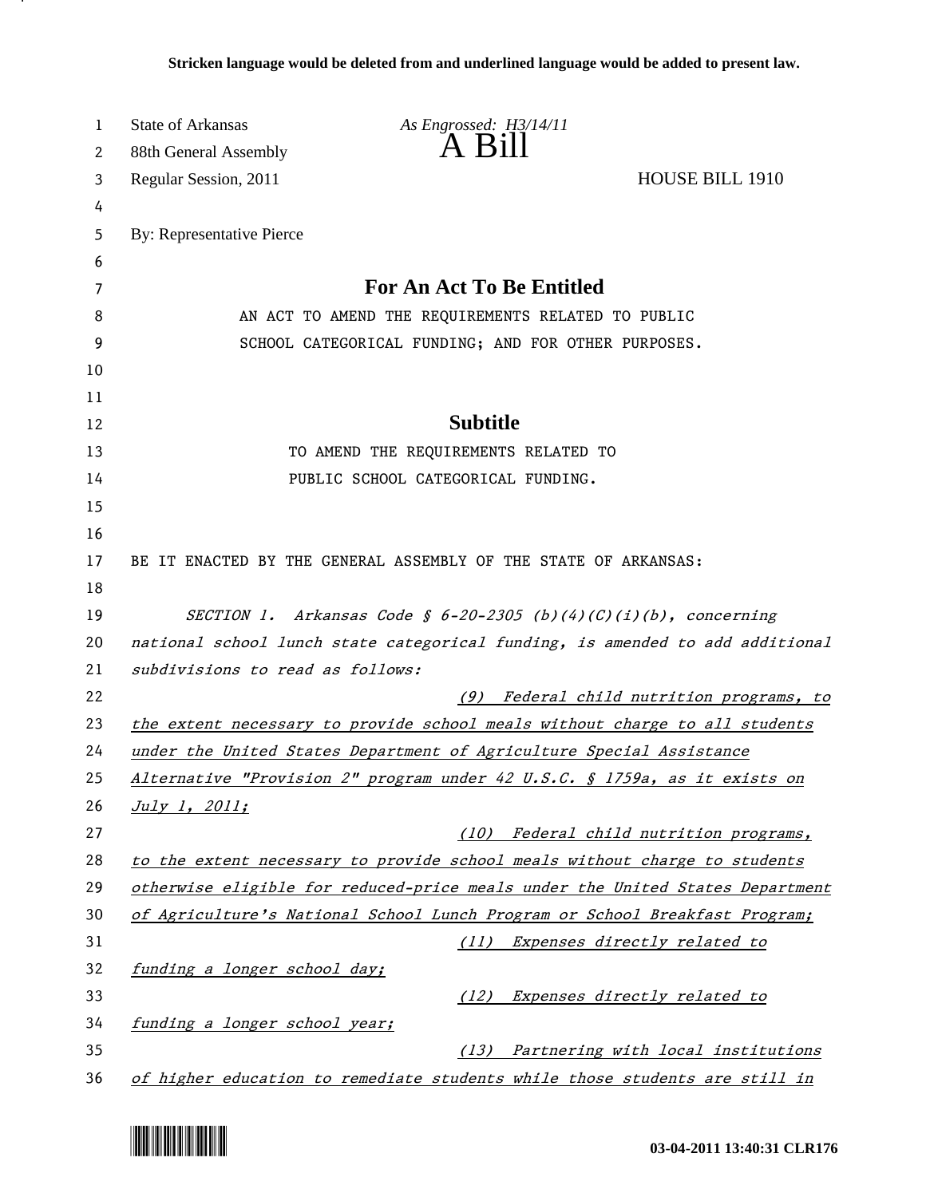Stricken language would be deleted from and underlined language would be added to present law.

State of Arkansas
88th General Assembly
Regular Session, 2011

*As Engrossed: H3/14/11*

# A Bill

HOUSE BILL 1910

By: Representative Pierce

## For An Act To Be Entitled

AN ACT TO AMEND THE REQUIREMENTS RELATED TO PUBLIC SCHOOL CATEGORICAL FUNDING; AND FOR OTHER PURPOSES.

## Subtitle

TO AMEND THE REQUIREMENTS RELATED TO PUBLIC SCHOOL CATEGORICAL FUNDING.

BE IT ENACTED BY THE GENERAL ASSEMBLY OF THE STATE OF ARKANSAS:

*SECTION 1. Arkansas Code § 6-20-2305 (b)(4)(C)(i)(b), concerning national school lunch state categorical funding, is amended to add additional subdivisions to read as follows:*

*(9) Federal child nutrition programs, to the extent necessary to provide school meals without charge to all students under the United States Department of Agriculture Special Assistance Alternative "Provision 2" program under 42 U.S.C. § 1759a, as it exists on July 1, 2011;*

*(10) Federal child nutrition programs, to the extent necessary to provide school meals without charge to students otherwise eligible for reduced-price meals under the United States Department of Agriculture's National School Lunch Program or School Breakfast Program;*

*(11) Expenses directly related to funding a longer school day;*

*(12) Expenses directly related to funding a longer school year;*

*(13) Partnering with local institutions of higher education to remediate students while those students are still in*

03-04-2011 13:40:31 CLR176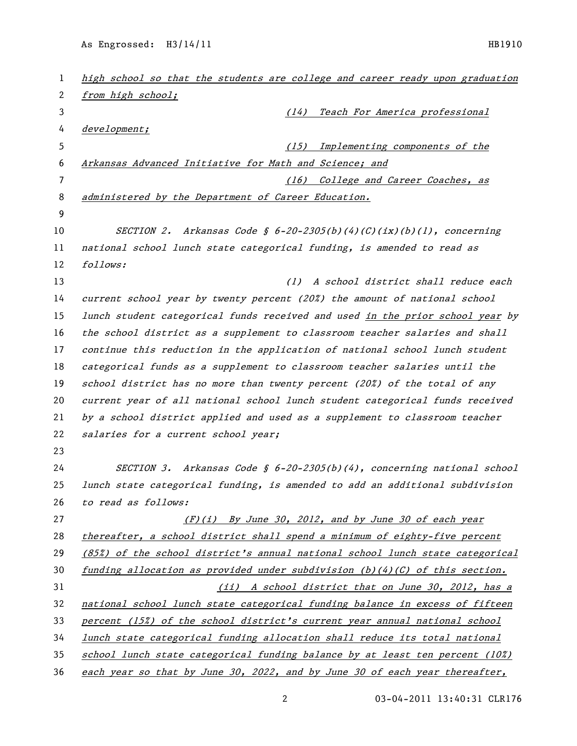*high school so that the students are college and career ready upon graduation from high school;*

*(14) Teach For America professional development;*

*(15) Implementing components of the Arkansas Advanced Initiative for Math and Science; and*

*(16) College and Career Coaches, as administered by the Department of Career Education.*

*SECTION 2. Arkansas Code § 6-20-2305(b)(4)(C)(ix)(b)(1), concerning national school lunch state categorical funding, is amended to read as follows:*

*(1) A school district shall reduce each current school year by twenty percent (20%) the amount of national school lunch student categorical funds received and used in the prior school year by the school district as a supplement to classroom teacher salaries and shall continue this reduction in the application of national school lunch student categorical funds as a supplement to classroom teacher salaries until the school district has no more than twenty percent (20%) of the total of any current year of all national school lunch student categorical funds received by a school district applied and used as a supplement to classroom teacher salaries for a current school year;*

*SECTION 3. Arkansas Code § 6-20-2305(b)(4), concerning national school lunch state categorical funding, is amended to add an additional subdivision to read as follows:*

*(F)(i) By June 30, 2012, and by June 30 of each year thereafter, a school district shall spend a minimum of eighty-five percent (85%) of the school district's annual national school lunch state categorical funding allocation as provided under subdivision (b)(4)(C) of this section.*

*(ii) A school district that on June 30, 2012, has a national school lunch state categorical funding balance in excess of fifteen percent (15%) of the school district's current year annual national school lunch state categorical funding allocation shall reduce its total national school lunch state categorical funding balance by at least ten percent (10%) each year so that by June 30, 2022, and by June 30 of each year thereafter,*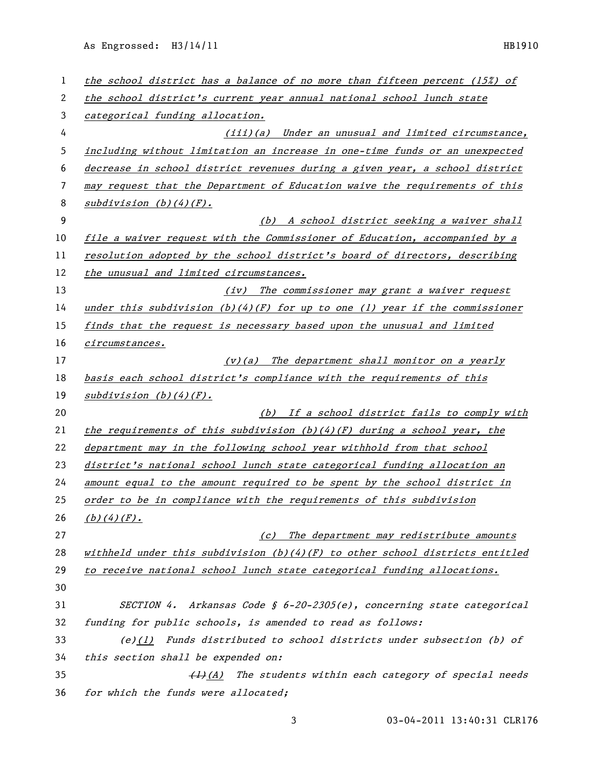*the school district has a balance of no more than fifteen percent (15%) of the school district's current year annual national school lunch state categorical funding allocation.*

*(iii)(a) Under an unusual and limited circumstance, including without limitation an increase in one-time funds or an unexpected decrease in school district revenues during a given year, a school district may request that the Department of Education waive the requirements of this subdivision (b)(4)(F).*

*(b) A school district seeking a waiver shall file a waiver request with the Commissioner of Education, accompanied by a resolution adopted by the school district's board of directors, describing the unusual and limited circumstances.*

*(iv) The commissioner may grant a waiver request under this subdivision (b)(4)(F) for up to one (1) year if the commissioner finds that the request is necessary based upon the unusual and limited circumstances.*

*(v)(a) The department shall monitor on a yearly basis each school district's compliance with the requirements of this subdivision (b)(4)(F).*

*(b) If a school district fails to comply with the requirements of this subdivision (b)(4)(F) during a school year, the department may in the following school year withhold from that school district's national school lunch state categorical funding allocation an amount equal to the amount required to be spent by the school district in order to be in compliance with the requirements of this subdivision (b)(4)(F).*

*(c) The department may redistribute amounts withheld under this subdivision (b)(4)(F) to other school districts entitled to receive national school lunch state categorical funding allocations.*

*SECTION 4. Arkansas Code § 6-20-2305(e), concerning state categorical funding for public schools, is amended to read as follows:*

*(e)(1) Funds distributed to school districts under subsection (b) of this section shall be expended on:*

*~~(1)~~(A) The students within each category of special needs for which the funds were allocated;*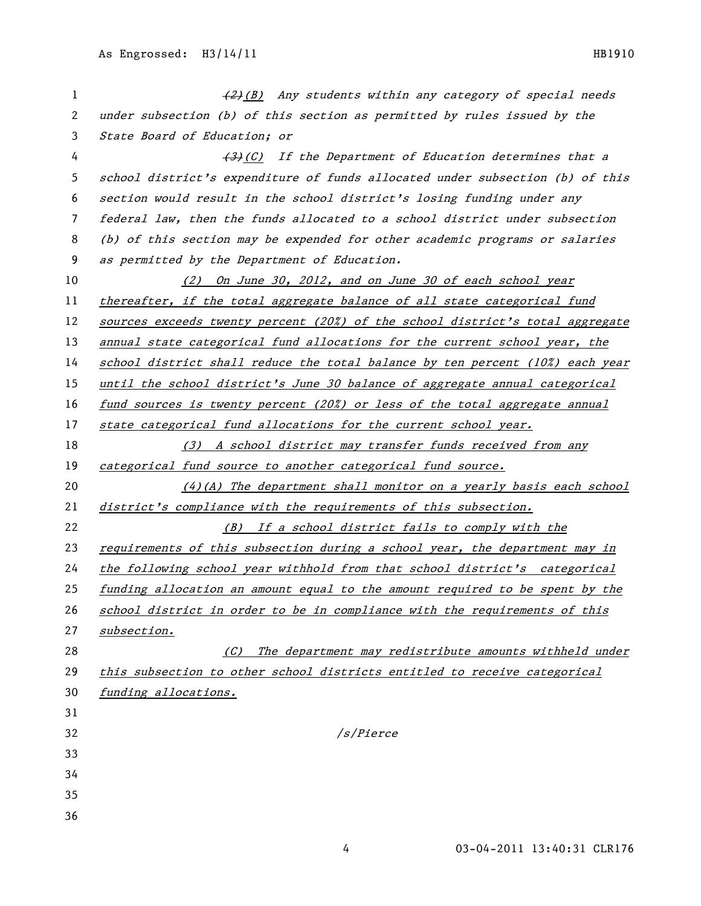~~(2)~~(B) Any students within any category of special needs under subsection (b) of this section as permitted by rules issued by the State Board of Education; or

~~(3)~~(C) If the Department of Education determines that a school district's expenditure of funds allocated under subsection (b) of this section would result in the school district's losing funding under any federal law, then the funds allocated to a school district under subsection (b) of this section may be expended for other academic programs or salaries as permitted by the Department of Education.

(2) On June 30, 2012, and on June 30 of each school year thereafter, if the total aggregate balance of all state categorical fund sources exceeds twenty percent (20%) of the school district's total aggregate annual state categorical fund allocations for the current school year, the school district shall reduce the total balance by ten percent (10%) each year until the school district's June 30 balance of aggregate annual categorical fund sources is twenty percent (20%) or less of the total aggregate annual state categorical fund allocations for the current school year.

(3) A school district may transfer funds received from any categorical fund source to another categorical fund source.

(4)(A) The department shall monitor on a yearly basis each school district's compliance with the requirements of this subsection.

(B) If a school district fails to comply with the requirements of this subsection during a school year, the department may in the following school year withhold from that school district's categorical funding allocation an amount equal to the amount required to be spent by the school district in order to be in compliance with the requirements of this subsection.

(C) The department may redistribute amounts withheld under this subsection to other school districts entitled to receive categorical funding allocations.

/s/Pierce